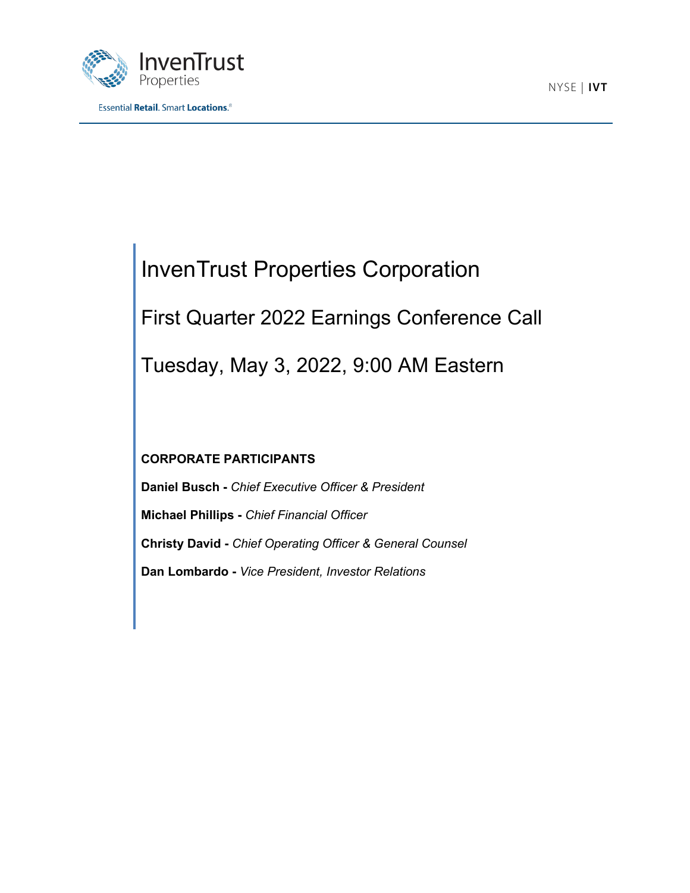InvenTrust Properties

Essential **Retail**. Smart **Locations**.®

NYSE | **IVT**

# InvenTrust Properties Corporation

## First Quarter 2022 Earnings Conference Call

## Tuesday, May 3, 2022, 9:00 AM Eastern

**CORPORATE PARTICIPANTS**

**Daniel Busch -** *Chief Executive Officer & President*

**Michael Phillips -** *Chief Financial Officer*

**Christy David -** *Chief Operating Officer & General Counsel*

**Dan Lombardo -** *Vice President, Investor Relations*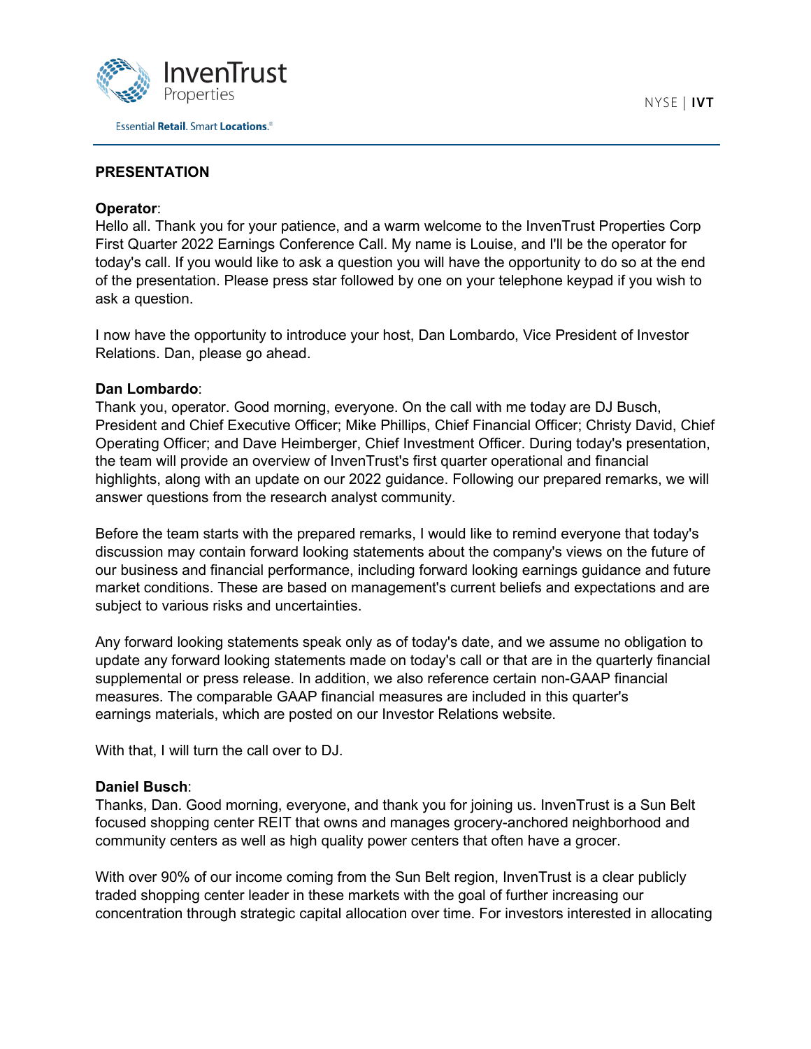## PRESENTATION

**Operator**:
Hello all. Thank you for your patience, and a warm welcome to the InvenTrust Properties Corp First Quarter 2022 Earnings Conference Call. My name is Louise, and I'll be the operator for today's call. If you would like to ask a question you will have the opportunity to do so at the end of the presentation. Please press star followed by one on your telephone keypad if you wish to ask a question.

I now have the opportunity to introduce your host, Dan Lombardo, Vice President of Investor Relations. Dan, please go ahead.

**Dan Lombardo**:
Thank you, operator. Good morning, everyone. On the call with me today are DJ Busch, President and Chief Executive Officer; Mike Phillips, Chief Financial Officer; Christy David, Chief Operating Officer; and Dave Heimberger, Chief Investment Officer. During today's presentation, the team will provide an overview of InvenTrust's first quarter operational and financial highlights, along with an update on our 2022 guidance. Following our prepared remarks, we will answer questions from the research analyst community.

Before the team starts with the prepared remarks, I would like to remind everyone that today's discussion may contain forward looking statements about the company's views on the future of our business and financial performance, including forward looking earnings guidance and future market conditions. These are based on management's current beliefs and expectations and are subject to various risks and uncertainties.

Any forward looking statements speak only as of today's date, and we assume no obligation to update any forward looking statements made on today's call or that are in the quarterly financial supplemental or press release. In addition, we also reference certain non-GAAP financial measures. The comparable GAAP financial measures are included in this quarter's earnings materials, which are posted on our Investor Relations website.

With that, I will turn the call over to DJ.

**Daniel Busch**:
Thanks, Dan. Good morning, everyone, and thank you for joining us. InvenTrust is a Sun Belt focused shopping center REIT that owns and manages grocery-anchored neighborhood and community centers as well as high quality power centers that often have a grocer.

With over 90% of our income coming from the Sun Belt region, InvenTrust is a clear publicly traded shopping center leader in these markets with the goal of further increasing our concentration through strategic capital allocation over time. For investors interested in allocating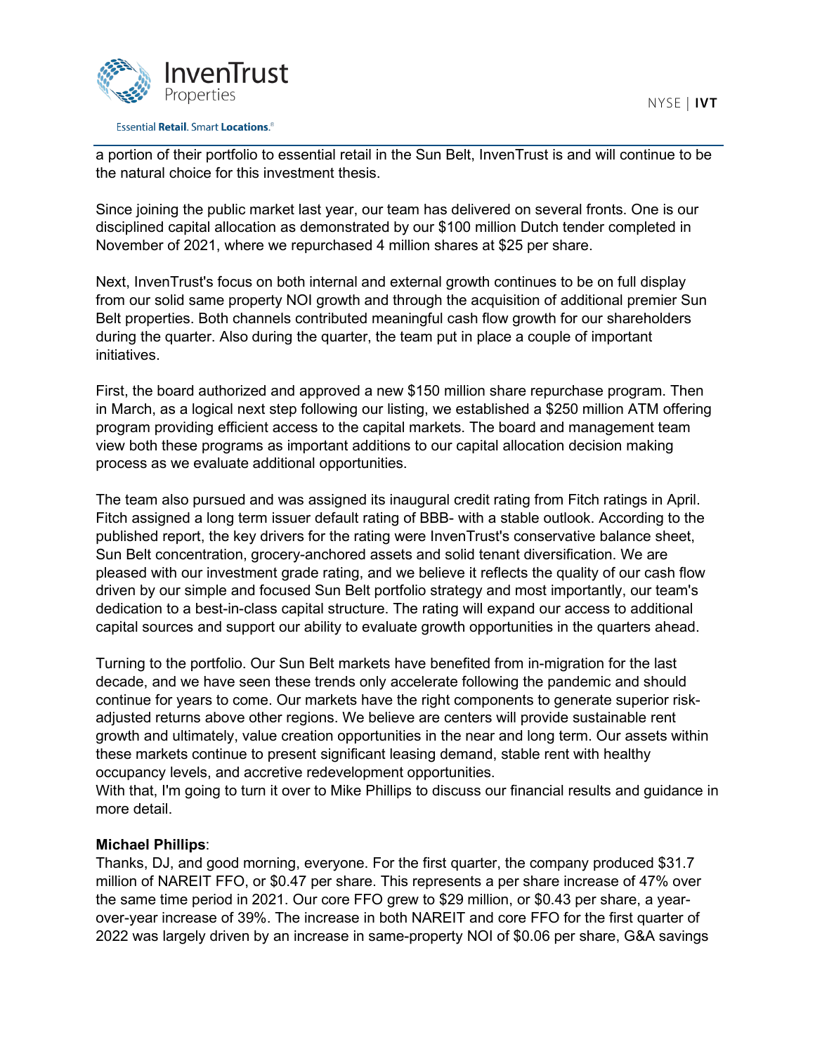a portion of their portfolio to essential retail in the Sun Belt, InvenTrust is and will continue to be the natural choice for this investment thesis.

Since joining the public market last year, our team has delivered on several fronts. One is our disciplined capital allocation as demonstrated by our $100 million Dutch tender completed in November of 2021, where we repurchased 4 million shares at $25 per share.

Next, InvenTrust's focus on both internal and external growth continues to be on full display from our solid same property NOI growth and through the acquisition of additional premier Sun Belt properties. Both channels contributed meaningful cash flow growth for our shareholders during the quarter. Also during the quarter, the team put in place a couple of important initiatives.

First, the board authorized and approved a new $150 million share repurchase program. Then in March, as a logical next step following our listing, we established a $250 million ATM offering program providing efficient access to the capital markets. The board and management team view both these programs as important additions to our capital allocation decision making process as we evaluate additional opportunities.

The team also pursued and was assigned its inaugural credit rating from Fitch ratings in April. Fitch assigned a long term issuer default rating of BBB- with a stable outlook. According to the published report, the key drivers for the rating were InvenTrust's conservative balance sheet, Sun Belt concentration, grocery-anchored assets and solid tenant diversification. We are pleased with our investment grade rating, and we believe it reflects the quality of our cash flow driven by our simple and focused Sun Belt portfolio strategy and most importantly, our team's dedication to a best-in-class capital structure. The rating will expand our access to additional capital sources and support our ability to evaluate growth opportunities in the quarters ahead.

Turning to the portfolio. Our Sun Belt markets have benefited from in-migration for the last decade, and we have seen these trends only accelerate following the pandemic and should continue for years to come. Our markets have the right components to generate superior risk-adjusted returns above other regions. We believe are centers will provide sustainable rent growth and ultimately, value creation opportunities in the near and long term. Our assets within these markets continue to present significant leasing demand, stable rent with healthy occupancy levels, and accretive redevelopment opportunities.
With that, I'm going to turn it over to Mike Phillips to discuss our financial results and guidance in more detail.

**Michael Phillips**:
Thanks, DJ, and good morning, everyone. For the first quarter, the company produced $31.7 million of NAREIT FFO, or $0.47 per share. This represents a per share increase of 47% over the same time period in 2021. Our core FFO grew to $29 million, or $0.43 per share, a year-over-year increase of 39%. The increase in both NAREIT and core FFO for the first quarter of 2022 was largely driven by an increase in same-property NOI of $0.06 per share, G&A savings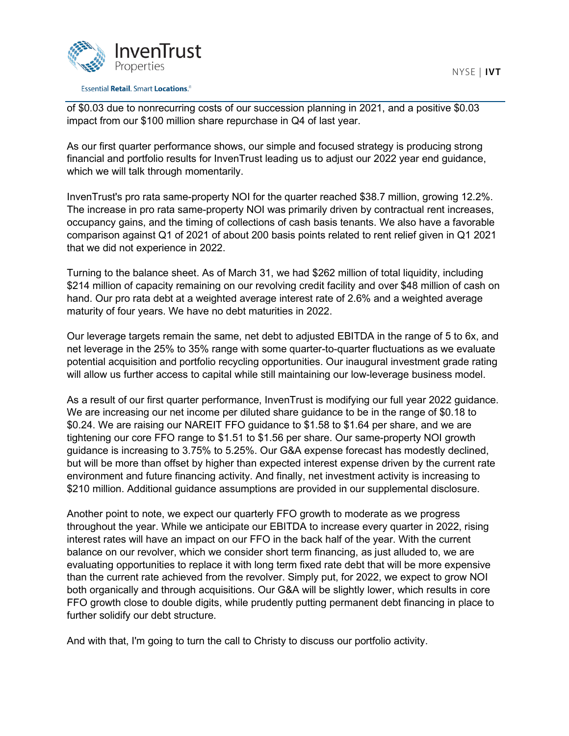of $0.03 due to nonrecurring costs of our succession planning in 2021, and a positive $0.03 impact from our $100 million share repurchase in Q4 of last year.

As our first quarter performance shows, our simple and focused strategy is producing strong financial and portfolio results for InvenTrust leading us to adjust our 2022 year end guidance, which we will talk through momentarily.

InvenTrust's pro rata same-property NOI for the quarter reached $38.7 million, growing 12.2%. The increase in pro rata same-property NOI was primarily driven by contractual rent increases, occupancy gains, and the timing of collections of cash basis tenants. We also have a favorable comparison against Q1 of 2021 of about 200 basis points related to rent relief given in Q1 2021 that we did not experience in 2022.

Turning to the balance sheet. As of March 31, we had $262 million of total liquidity, including $214 million of capacity remaining on our revolving credit facility and over $48 million of cash on hand. Our pro rata debt at a weighted average interest rate of 2.6% and a weighted average maturity of four years. We have no debt maturities in 2022.

Our leverage targets remain the same, net debt to adjusted EBITDA in the range of 5 to 6x, and net leverage in the 25% to 35% range with some quarter-to-quarter fluctuations as we evaluate potential acquisition and portfolio recycling opportunities. Our inaugural investment grade rating will allow us further access to capital while still maintaining our low-leverage business model.

As a result of our first quarter performance, InvenTrust is modifying our full year 2022 guidance. We are increasing our net income per diluted share guidance to be in the range of $0.18 to $0.24. We are raising our NAREIT FFO guidance to $1.58 to $1.64 per share, and we are tightening our core FFO range to $1.51 to $1.56 per share. Our same-property NOI growth guidance is increasing to 3.75% to 5.25%. Our G&A expense forecast has modestly declined, but will be more than offset by higher than expected interest expense driven by the current rate environment and future financing activity. And finally, net investment activity is increasing to $210 million. Additional guidance assumptions are provided in our supplemental disclosure.

Another point to note, we expect our quarterly FFO growth to moderate as we progress throughout the year. While we anticipate our EBITDA to increase every quarter in 2022, rising interest rates will have an impact on our FFO in the back half of the year. With the current balance on our revolver, which we consider short term financing, as just alluded to, we are evaluating opportunities to replace it with long term fixed rate debt that will be more expensive than the current rate achieved from the revolver. Simply put, for 2022, we expect to grow NOI both organically and through acquisitions. Our G&A will be slightly lower, which results in core FFO growth close to double digits, while prudently putting permanent debt financing in place to further solidify our debt structure.

And with that, I'm going to turn the call to Christy to discuss our portfolio activity.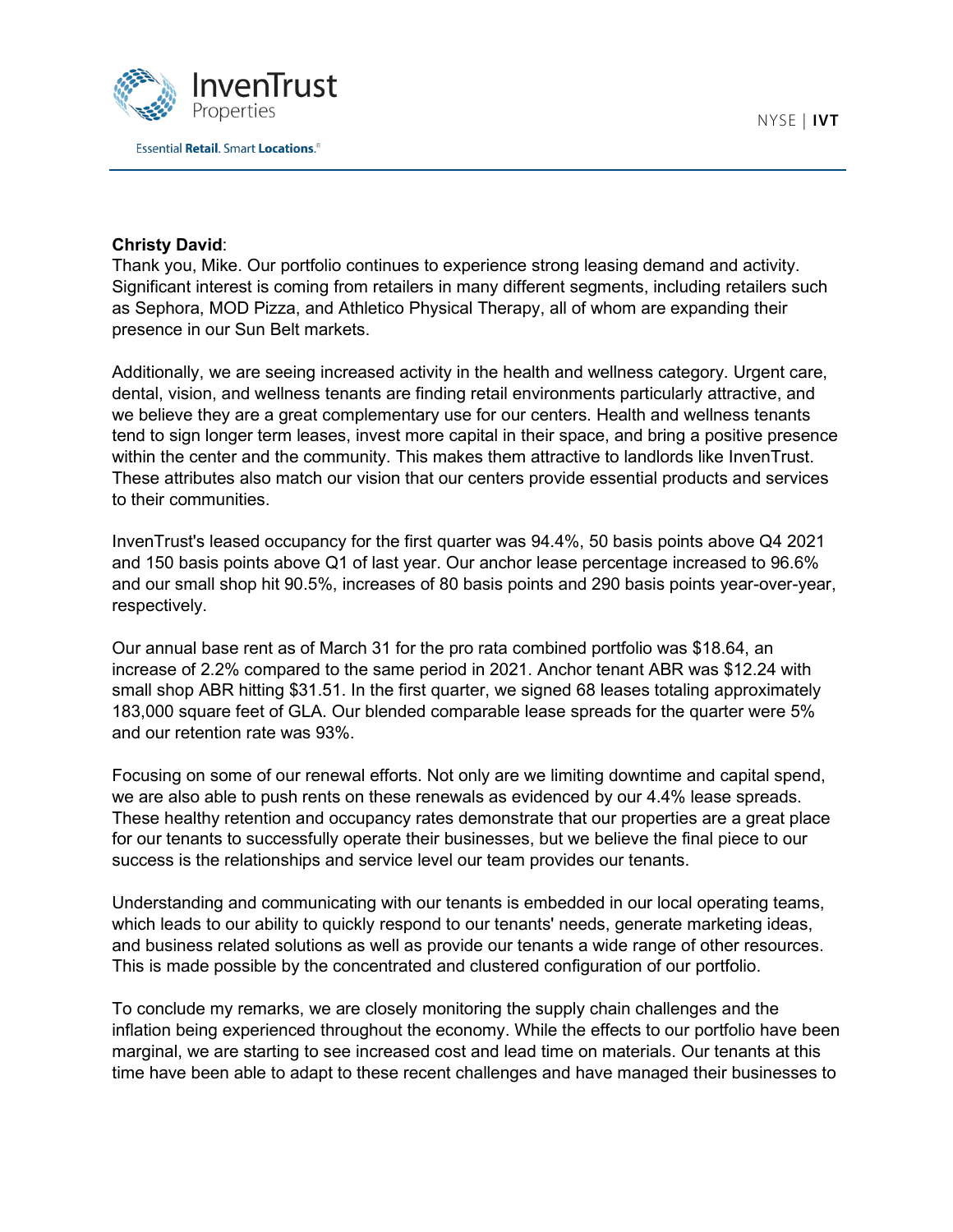**Christy David**:
Thank you, Mike. Our portfolio continues to experience strong leasing demand and activity. Significant interest is coming from retailers in many different segments, including retailers such as Sephora, MOD Pizza, and Athletico Physical Therapy, all of whom are expanding their presence in our Sun Belt markets.

Additionally, we are seeing increased activity in the health and wellness category. Urgent care, dental, vision, and wellness tenants are finding retail environments particularly attractive, and we believe they are a great complementary use for our centers. Health and wellness tenants tend to sign longer term leases, invest more capital in their space, and bring a positive presence within the center and the community. This makes them attractive to landlords like InvenTrust. These attributes also match our vision that our centers provide essential products and services to their communities.

InvenTrust's leased occupancy for the first quarter was 94.4%, 50 basis points above Q4 2021 and 150 basis points above Q1 of last year. Our anchor lease percentage increased to 96.6% and our small shop hit 90.5%, increases of 80 basis points and 290 basis points year-over-year, respectively.

Our annual base rent as of March 31 for the pro rata combined portfolio was $18.64, an increase of 2.2% compared to the same period in 2021. Anchor tenant ABR was $12.24 with small shop ABR hitting $31.51. In the first quarter, we signed 68 leases totaling approximately 183,000 square feet of GLA. Our blended comparable lease spreads for the quarter were 5% and our retention rate was 93%.

Focusing on some of our renewal efforts. Not only are we limiting downtime and capital spend, we are also able to push rents on these renewals as evidenced by our 4.4% lease spreads. These healthy retention and occupancy rates demonstrate that our properties are a great place for our tenants to successfully operate their businesses, but we believe the final piece to our success is the relationships and service level our team provides our tenants.

Understanding and communicating with our tenants is embedded in our local operating teams, which leads to our ability to quickly respond to our tenants' needs, generate marketing ideas, and business related solutions as well as provide our tenants a wide range of other resources. This is made possible by the concentrated and clustered configuration of our portfolio.

To conclude my remarks, we are closely monitoring the supply chain challenges and the inflation being experienced throughout the economy. While the effects to our portfolio have been marginal, we are starting to see increased cost and lead time on materials. Our tenants at this time have been able to adapt to these recent challenges and have managed their businesses to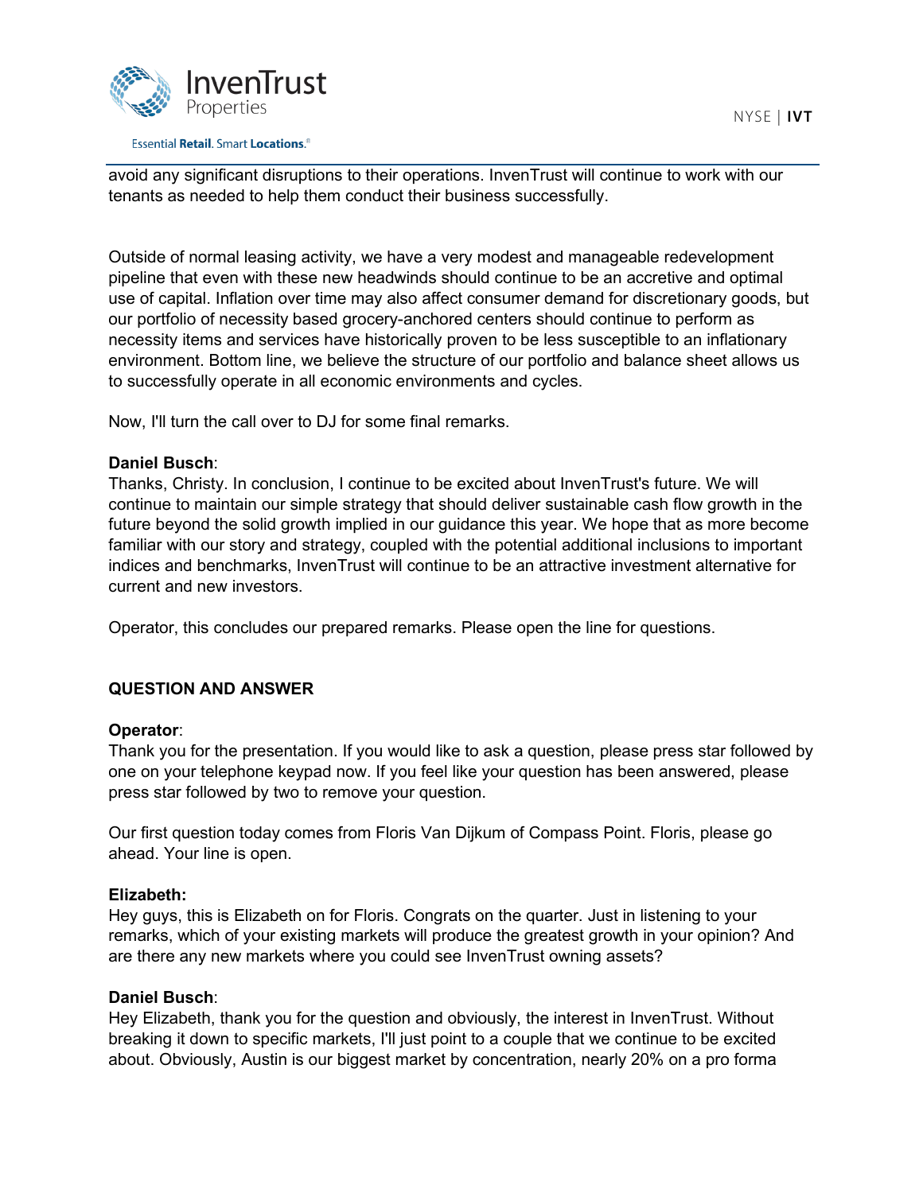avoid any significant disruptions to their operations. InvenTrust will continue to work with our tenants as needed to help them conduct their business successfully.

Outside of normal leasing activity, we have a very modest and manageable redevelopment pipeline that even with these new headwinds should continue to be an accretive and optimal use of capital. Inflation over time may also affect consumer demand for discretionary goods, but our portfolio of necessity based grocery-anchored centers should continue to perform as necessity items and services have historically proven to be less susceptible to an inflationary environment. Bottom line, we believe the structure of our portfolio and balance sheet allows us to successfully operate in all economic environments and cycles.

Now, I'll turn the call over to DJ for some final remarks.

**Daniel Busch**:
Thanks, Christy. In conclusion, I continue to be excited about InvenTrust's future. We will continue to maintain our simple strategy that should deliver sustainable cash flow growth in the future beyond the solid growth implied in our guidance this year. We hope that as more become familiar with our story and strategy, coupled with the potential additional inclusions to important indices and benchmarks, InvenTrust will continue to be an attractive investment alternative for current and new investors.

Operator, this concludes our prepared remarks. Please open the line for questions.

**QUESTION AND ANSWER**

**Operator**:
Thank you for the presentation. If you would like to ask a question, please press star followed by one on your telephone keypad now. If you feel like your question has been answered, please press star followed by two to remove your question.

Our first question today comes from Floris Van Dijkum of Compass Point. Floris, please go ahead. Your line is open.

**Elizabeth:**
Hey guys, this is Elizabeth on for Floris. Congrats on the quarter. Just in listening to your remarks, which of your existing markets will produce the greatest growth in your opinion? And are there any new markets where you could see InvenTrust owning assets?

**Daniel Busch**:
Hey Elizabeth, thank you for the question and obviously, the interest in InvenTrust. Without breaking it down to specific markets, I'll just point to a couple that we continue to be excited about. Obviously, Austin is our biggest market by concentration, nearly 20% on a pro forma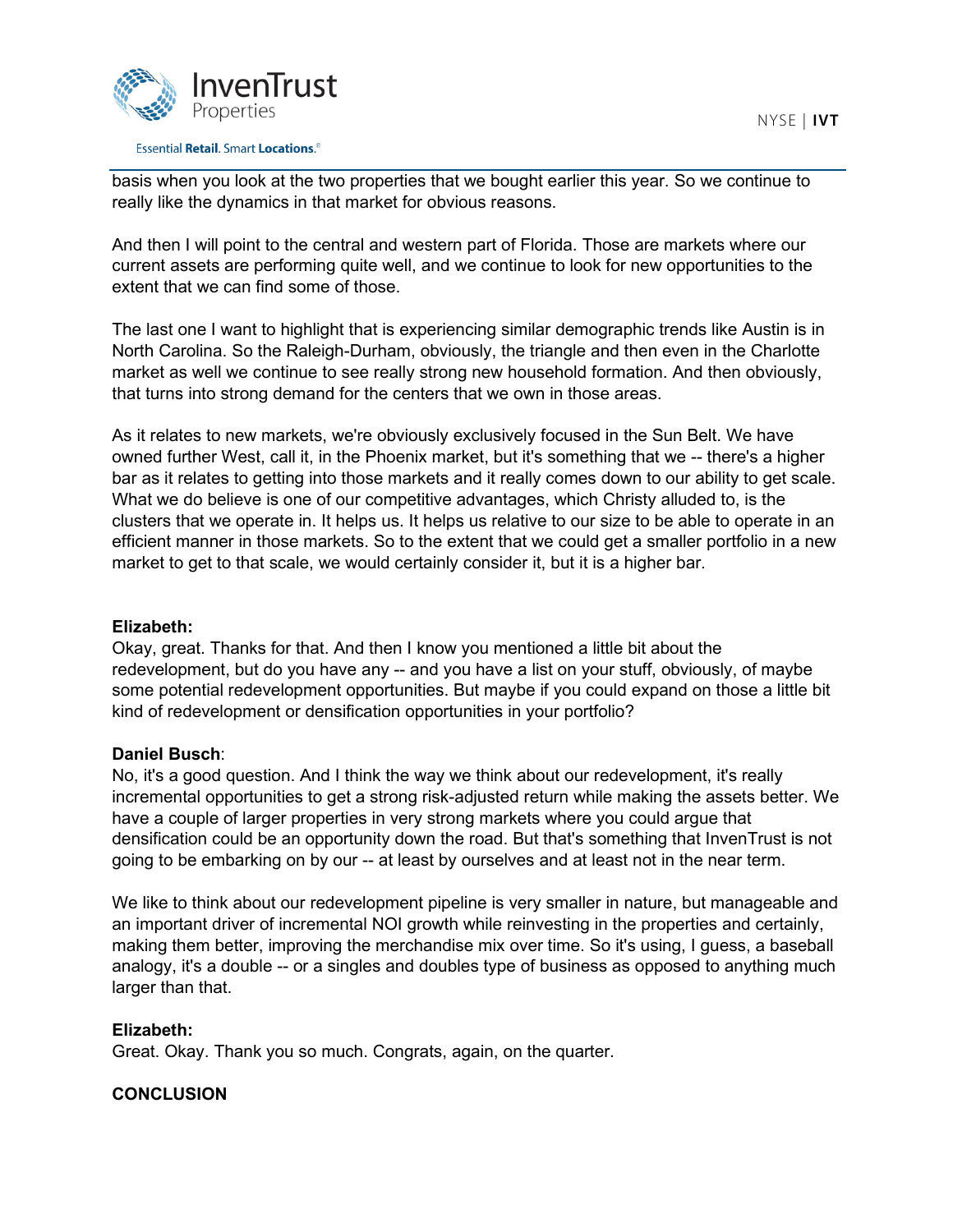basis when you look at the two properties that we bought earlier this year. So we continue to really like the dynamics in that market for obvious reasons.

And then I will point to the central and western part of Florida. Those are markets where our current assets are performing quite well, and we continue to look for new opportunities to the extent that we can find some of those.

The last one I want to highlight that is experiencing similar demographic trends like Austin is in North Carolina. So the Raleigh-Durham, obviously, the triangle and then even in the Charlotte market as well we continue to see really strong new household formation. And then obviously, that turns into strong demand for the centers that we own in those areas.

As it relates to new markets, we're obviously exclusively focused in the Sun Belt. We have owned further West, call it, in the Phoenix market, but it's something that we -- there's a higher bar as it relates to getting into those markets and it really comes down to our ability to get scale. What we do believe is one of our competitive advantages, which Christy alluded to, is the clusters that we operate in. It helps us. It helps us relative to our size to be able to operate in an efficient manner in those markets. So to the extent that we could get a smaller portfolio in a new market to get to that scale, we would certainly consider it, but it is a higher bar.

**Elizabeth:**
Okay, great. Thanks for that. And then I know you mentioned a little bit about the redevelopment, but do you have any -- and you have a list on your stuff, obviously, of maybe some potential redevelopment opportunities. But maybe if you could expand on those a little bit kind of redevelopment or densification opportunities in your portfolio?

**Daniel Busch**:
No, it's a good question. And I think the way we think about our redevelopment, it's really incremental opportunities to get a strong risk-adjusted return while making the assets better. We have a couple of larger properties in very strong markets where you could argue that densification could be an opportunity down the road. But that's something that InvenTrust is not going to be embarking on by our -- at least by ourselves and at least not in the near term.

We like to think about our redevelopment pipeline is very smaller in nature, but manageable and an important driver of incremental NOI growth while reinvesting in the properties and certainly, making them better, improving the merchandise mix over time. So it's using, I guess, a baseball analogy, it's a double -- or a singles and doubles type of business as opposed to anything much larger than that.

**Elizabeth:**
Great. Okay. Thank you so much. Congrats, again, on the quarter.

**CONCLUSION**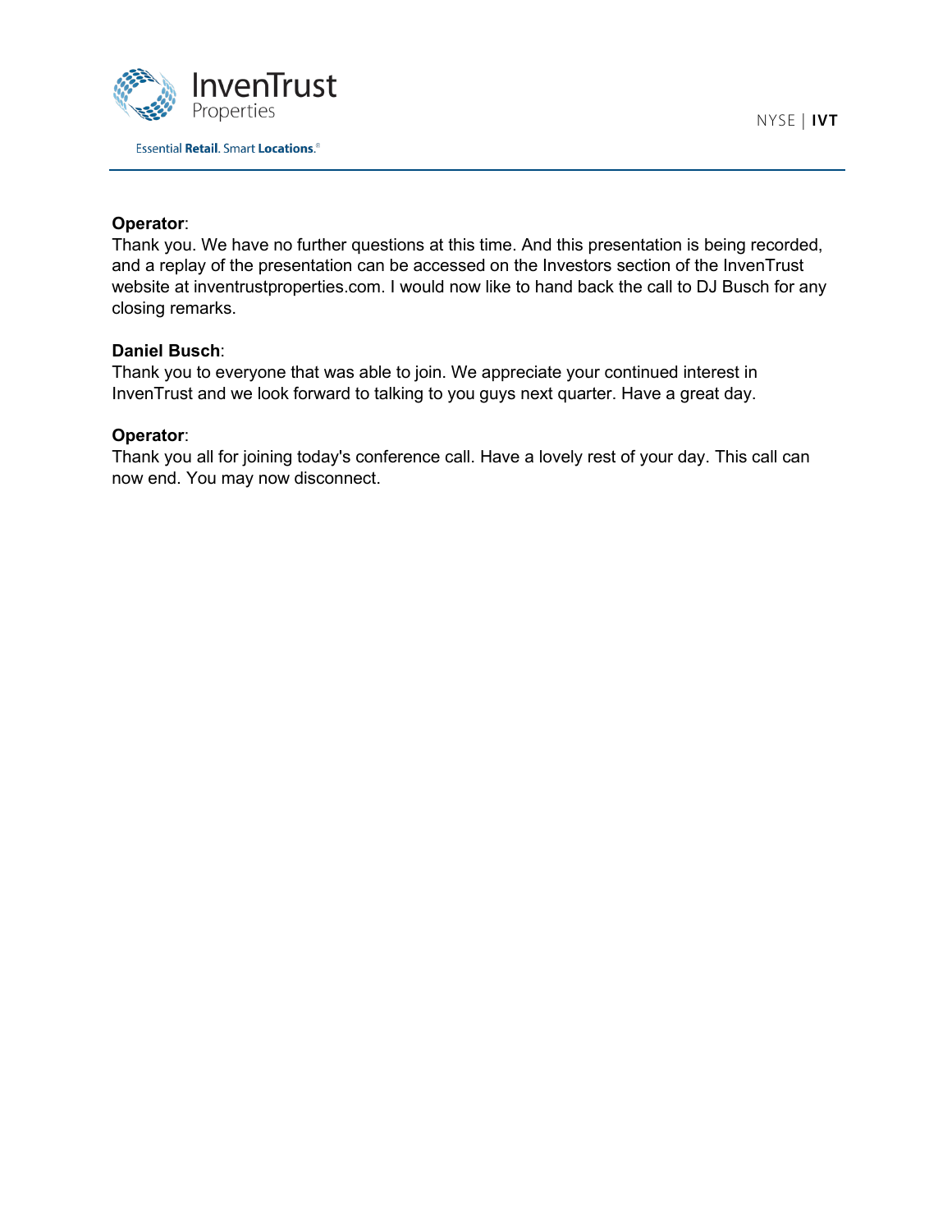**Operator**:
Thank you. We have no further questions at this time. And this presentation is being recorded, and a replay of the presentation can be accessed on the Investors section of the InvenTrust website at inventrustproperties.com. I would now like to hand back the call to DJ Busch for any closing remarks.

**Daniel Busch**:
Thank you to everyone that was able to join. We appreciate your continued interest in InvenTrust and we look forward to talking to you guys next quarter. Have a great day.

**Operator**:
Thank you all for joining today's conference call. Have a lovely rest of your day. This call can now end. You may now disconnect.